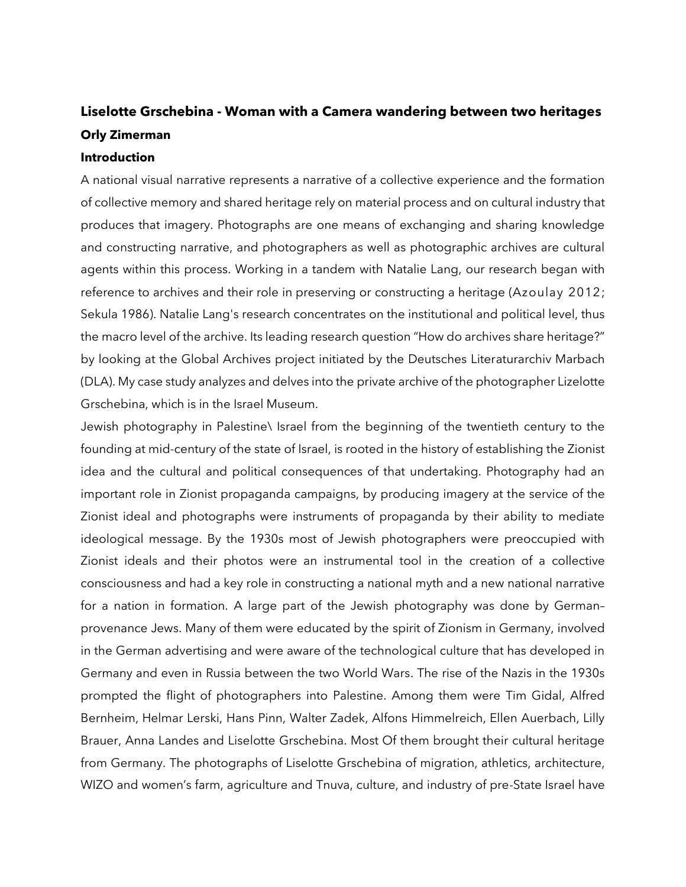# Liselotte Grschebina - Woman with a Camera wandering between two heritages

**Orly Zimerman**

## Introduction

A national visual narrative represents a narrative of a collective experience and the formation of collective memory and shared heritage rely on material process and on cultural industry that produces that imagery. Photographs are one means of exchanging and sharing knowledge and constructing narrative, and photographers as well as photographic archives are cultural agents within this process. Working in a tandem with Natalie Lang, our research began with reference to archives and their role in preserving or constructing a heritage (Azoulay 2012; Sekula 1986). Natalie Lang's research concentrates on the institutional and political level, thus the macro level of the archive. Its leading research question "How do archives share heritage?" by looking at the Global Archives project initiated by the Deutsches Literaturarchiv Marbach (DLA). My case study analyzes and delves into the private archive of the photographer Lizelotte Grschebina, which is in the Israel Museum.

Jewish photography in Palestine\ Israel from the beginning of the twentieth century to the founding at mid-century of the state of Israel, is rooted in the history of establishing the Zionist idea and the cultural and political consequences of that undertaking. Photography had an important role in Zionist propaganda campaigns, by producing imagery at the service of the Zionist ideal and photographs were instruments of propaganda by their ability to mediate ideological message. By the 1930s most of Jewish photographers were preoccupied with Zionist ideals and their photos were an instrumental tool in the creation of a collective consciousness and had a key role in constructing a national myth and a new national narrative for a nation in formation. A large part of the Jewish photography was done by German–provenance Jews. Many of them were educated by the spirit of Zionism in Germany, involved in the German advertising and were aware of the technological culture that has developed in Germany and even in Russia between the two World Wars. The rise of the Nazis in the 1930s prompted the flight of photographers into Palestine. Among them were Tim Gidal, Alfred Bernheim, Helmar Lerski, Hans Pinn, Walter Zadek, Alfons Himmelreich, Ellen Auerbach, Lilly Brauer, Anna Landes and Liselotte Grschebina. Most Of them brought their cultural heritage from Germany. The photographs of Liselotte Grschebina of migration, athletics, architecture, WIZO and women's farm, agriculture and Tnuva, culture, and industry of pre-State Israel have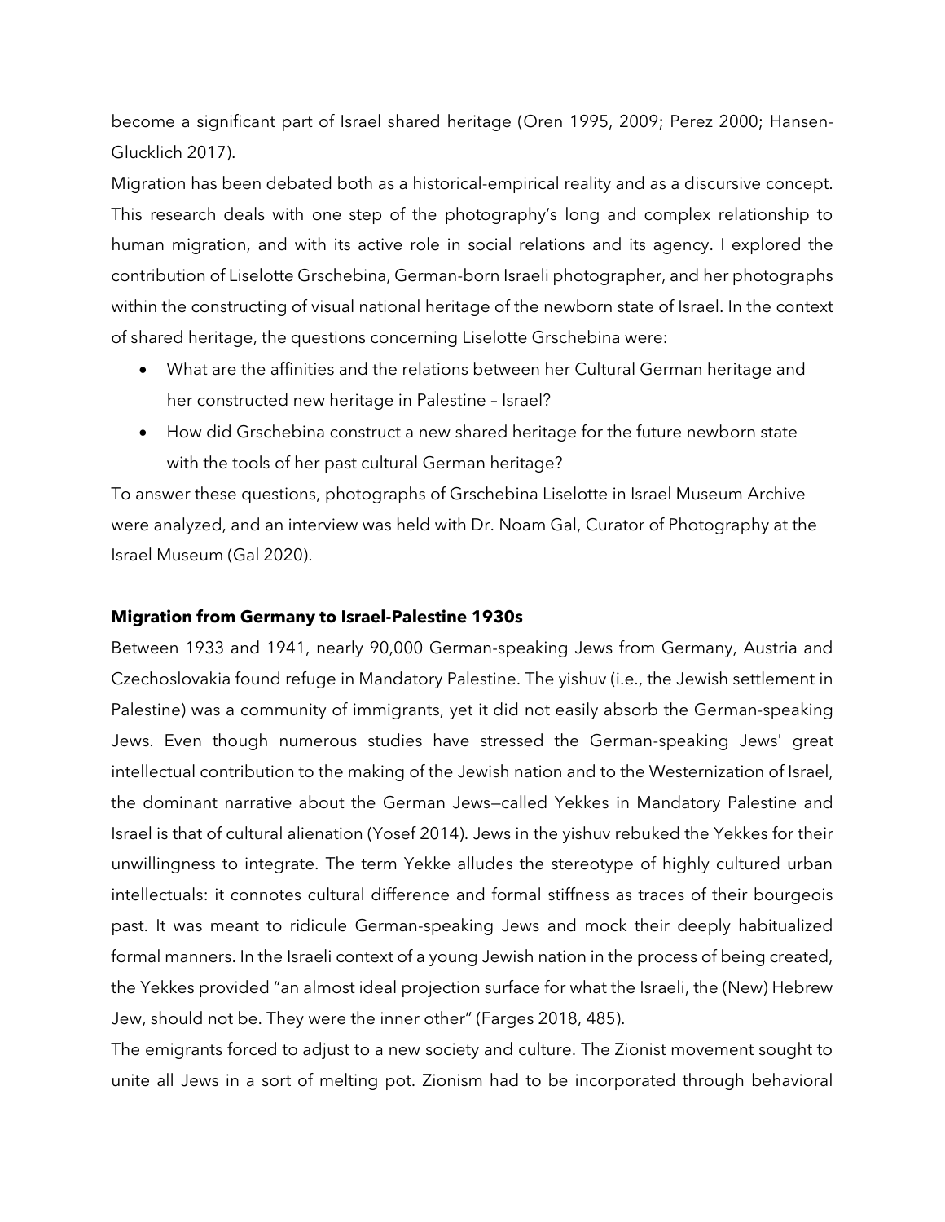become a significant part of Israel shared heritage (Oren 1995, 2009; Perez 2000; Hansen-Glucklich 2017).

Migration has been debated both as a historical-empirical reality and as a discursive concept. This research deals with one step of the photography's long and complex relationship to human migration, and with its active role in social relations and its agency. I explored the contribution of Liselotte Grschebina, German-born Israeli photographer, and her photographs within the constructing of visual national heritage of the newborn state of Israel. In the context of shared heritage, the questions concerning Liselotte Grschebina were:

- What are the affinities and the relations between her Cultural German heritage and her constructed new heritage in Palestine – Israel?
- How did Grschebina construct a new shared heritage for the future newborn state with the tools of her past cultural German heritage?

To answer these questions, photographs of Grschebina Liselotte in Israel Museum Archive were analyzed, and an interview was held with Dr. Noam Gal, Curator of Photography at the Israel Museum (Gal 2020).

## Migration from Germany to Israel-Palestine 1930s

Between 1933 and 1941, nearly 90,000 German-speaking Jews from Germany, Austria and Czechoslovakia found refuge in Mandatory Palestine. The yishuv (i.e., the Jewish settlement in Palestine) was a community of immigrants, yet it did not easily absorb the German-speaking Jews. Even though numerous studies have stressed the German-speaking Jews' great intellectual contribution to the making of the Jewish nation and to the Westernization of Israel, the dominant narrative about the German Jews—called Yekkes in Mandatory Palestine and Israel is that of cultural alienation (Yosef 2014). Jews in the yishuv rebuked the Yekkes for their unwillingness to integrate. The term Yekke alludes the stereotype of highly cultured urban intellectuals: it connotes cultural difference and formal stiffness as traces of their bourgeois past. It was meant to ridicule German-speaking Jews and mock their deeply habitualized formal manners. In the Israeli context of a young Jewish nation in the process of being created, the Yekkes provided "an almost ideal projection surface for what the Israeli, the (New) Hebrew Jew, should not be. They were the inner other" (Farges 2018, 485).

The emigrants forced to adjust to a new society and culture. The Zionist movement sought to unite all Jews in a sort of melting pot. Zionism had to be incorporated through behavioral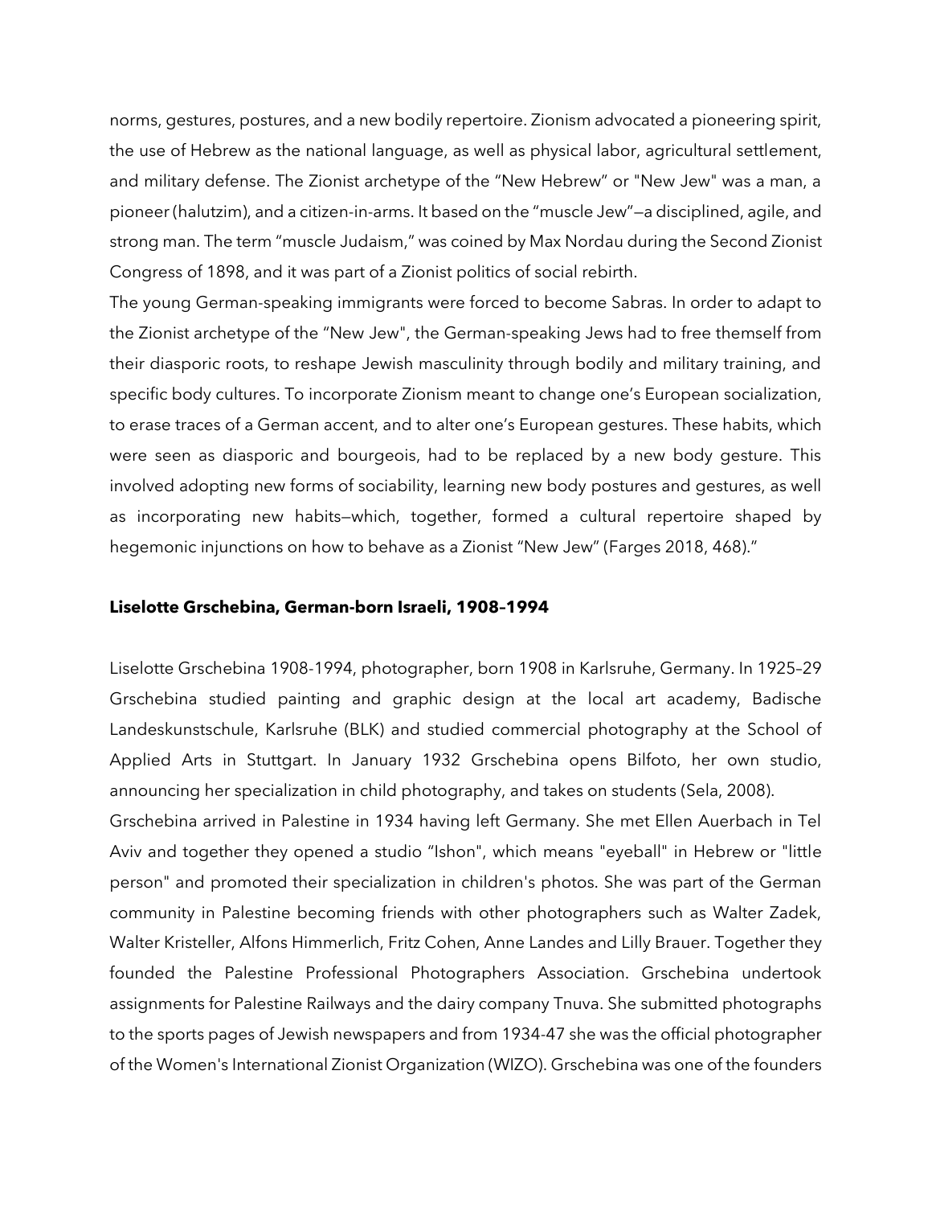norms, gestures, postures, and a new bodily repertoire. Zionism advocated a pioneering spirit, the use of Hebrew as the national language, as well as physical labor, agricultural settlement, and military defense. The Zionist archetype of the "New Hebrew" or "New Jew" was a man, a pioneer (halutzim), and a citizen-in-arms. It based on the "muscle Jew"—a disciplined, agile, and strong man. The term "muscle Judaism," was coined by Max Nordau during the Second Zionist Congress of 1898, and it was part of a Zionist politics of social rebirth.

The young German-speaking immigrants were forced to become Sabras. In order to adapt to the Zionist archetype of the "New Jew", the German-speaking Jews had to free themself from their diasporic roots, to reshape Jewish masculinity through bodily and military training, and specific body cultures. To incorporate Zionism meant to change one's European socialization, to erase traces of a German accent, and to alter one's European gestures. These habits, which were seen as diasporic and bourgeois, had to be replaced by a new body gesture. This involved adopting new forms of sociability, learning new body postures and gestures, as well as incorporating new habits—which, together, formed a cultural repertoire shaped by hegemonic injunctions on how to behave as a Zionist "New Jew" (Farges 2018, 468)."

**Liselotte Grschebina, German-born Israeli, 1908–1994**

Liselotte Grschebina 1908-1994, photographer, born 1908 in Karlsruhe, Germany. In 1925–29 Grschebina studied painting and graphic design at the local art academy, Badische Landeskunstschule, Karlsruhe (BLK) and studied commercial photography at the School of Applied Arts in Stuttgart. In January 1932 Grschebina opens Bilfoto, her own studio, announcing her specialization in child photography, and takes on students (Sela, 2008).

Grschebina arrived in Palestine in 1934 having left Germany. She met Ellen Auerbach in Tel Aviv and together they opened a studio "Ishon", which means "eyeball" in Hebrew or "little person" and promoted their specialization in children's photos. She was part of the German community in Palestine becoming friends with other photographers such as Walter Zadek, Walter Kristeller, Alfons Himmerlich, Fritz Cohen, Anne Landes and Lilly Brauer. Together they founded the Palestine Professional Photographers Association. Grschebina undertook assignments for Palestine Railways and the dairy company Tnuva. She submitted photographs to the sports pages of Jewish newspapers and from 1934-47 she was the official photographer of the Women's International Zionist Organization (WIZO). Grschebina was one of the founders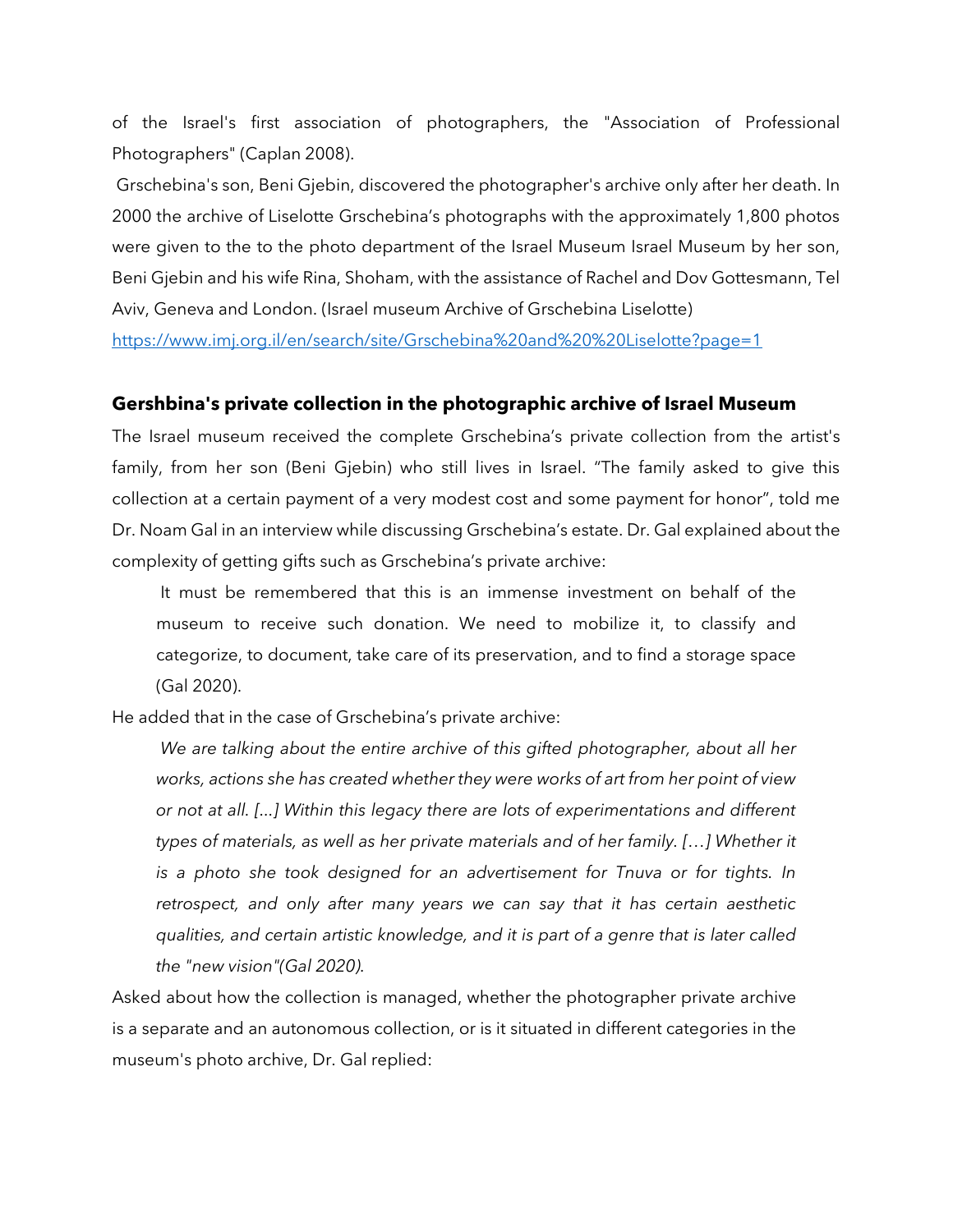of the Israel's first association of photographers, the "Association of Professional Photographers" (Caplan 2008).

Grschebina's son, Beni Gjebin, discovered the photographer's archive only after her death. In 2000 the archive of Liselotte Grschebina's photographs with the approximately 1,800 photos were given to the to the photo department of the Israel Museum Israel Museum by her son, Beni Gjebin and his wife Rina, Shoham, with the assistance of Rachel and Dov Gottesmann, Tel Aviv, Geneva and London. (Israel museum Archive of Grschebina Liselotte)

https://www.imj.org.il/en/search/site/Grschebina%20and%20%20Liselotte?page=1

## Gershbina's private collection in the photographic archive of Israel Museum

The Israel museum received the complete Grschebina's private collection from the artist's family, from her son (Beni Gjebin) who still lives in Israel. "The family asked to give this collection at a certain payment of a very modest cost and some payment for honor", told me Dr. Noam Gal in an interview while discussing Grschebina's estate. Dr. Gal explained about the complexity of getting gifts such as Grschebina's private archive:

> It must be remembered that this is an immense investment on behalf of the museum to receive such donation. We need to mobilize it, to classify and categorize, to document, take care of its preservation, and to find a storage space (Gal 2020).

He added that in the case of Grschebina's private archive:

> *We are talking about the entire archive of this gifted photographer, about all her works, actions she has created whether they were works of art from her point of view or not at all. [...] Within this legacy there are lots of experimentations and different types of materials, as well as her private materials and of her family. [...] Whether it is a photo she took designed for an advertisement for Tnuva or for tights. In retrospect, and only after many years we can say that it has certain aesthetic qualities, and certain artistic knowledge, and it is part of a genre that is later called the "new vision"(Gal 2020).*

Asked about how the collection is managed, whether the photographer private archive is a separate and an autonomous collection, or is it situated in different categories in the museum's photo archive, Dr. Gal replied: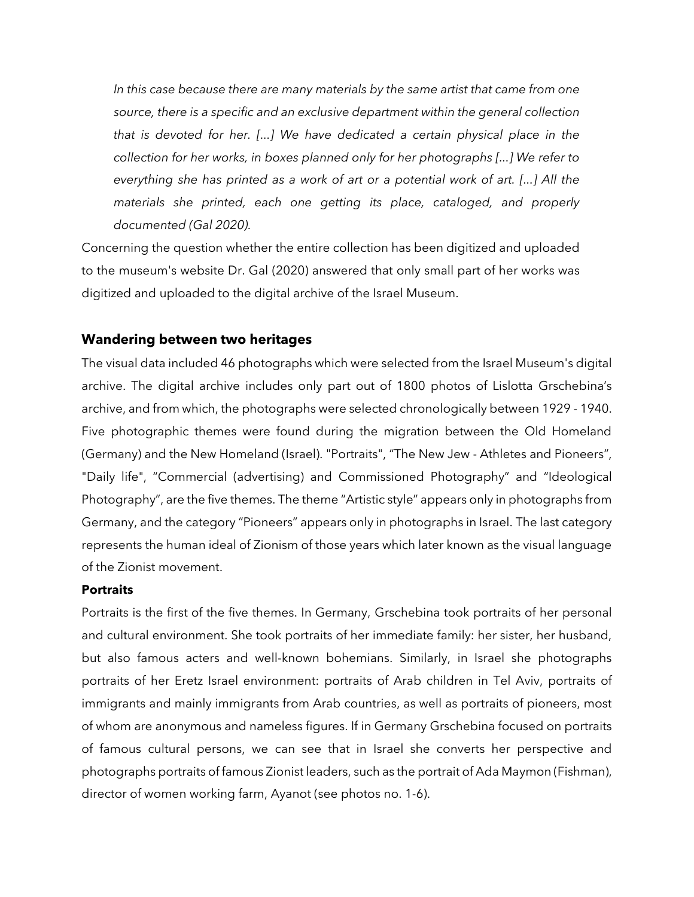> *In this case because there are many materials by the same artist that came from one source, there is a specific and an exclusive department within the general collection that is devoted for her. [...] We have dedicated a certain physical place in the collection for her works, in boxes planned only for her photographs [...] We refer to everything she has printed as a work of art or a potential work of art. [...] All the materials she printed, each one getting its place, cataloged, and properly documented (Gal 2020).*

Concerning the question whether the entire collection has been digitized and uploaded to the museum's website Dr. Gal (2020) answered that only small part of her works was digitized and uploaded to the digital archive of the Israel Museum.

## Wandering between two heritages

The visual data included 46 photographs which were selected from the Israel Museum's digital archive. The digital archive includes only part out of 1800 photos of Lislotta Grschebina's archive, and from which, the photographs were selected chronologically between 1929 - 1940. Five photographic themes were found during the migration between the Old Homeland (Germany) and the New Homeland (Israel). "Portraits", "The New Jew - Athletes and Pioneers", "Daily life", "Commercial (advertising) and Commissioned Photography" and "Ideological Photography", are the five themes. The theme "Artistic style" appears only in photographs from Germany, and the category "Pioneers" appears only in photographs in Israel. The last category represents the human ideal of Zionism of those years which later known as the visual language of the Zionist movement.

### Portraits

Portraits is the first of the five themes. In Germany, Grschebina took portraits of her personal and cultural environment. She took portraits of her immediate family: her sister, her husband, but also famous acters and well-known bohemians. Similarly, in Israel she photographs portraits of her Eretz Israel environment: portraits of Arab children in Tel Aviv, portraits of immigrants and mainly immigrants from Arab countries, as well as portraits of pioneers, most of whom are anonymous and nameless figures. If in Germany Grschebina focused on portraits of famous cultural persons, we can see that in Israel she converts her perspective and photographs portraits of famous Zionist leaders, such as the portrait of Ada Maymon (Fishman), director of women working farm, Ayanot (see photos no. 1-6).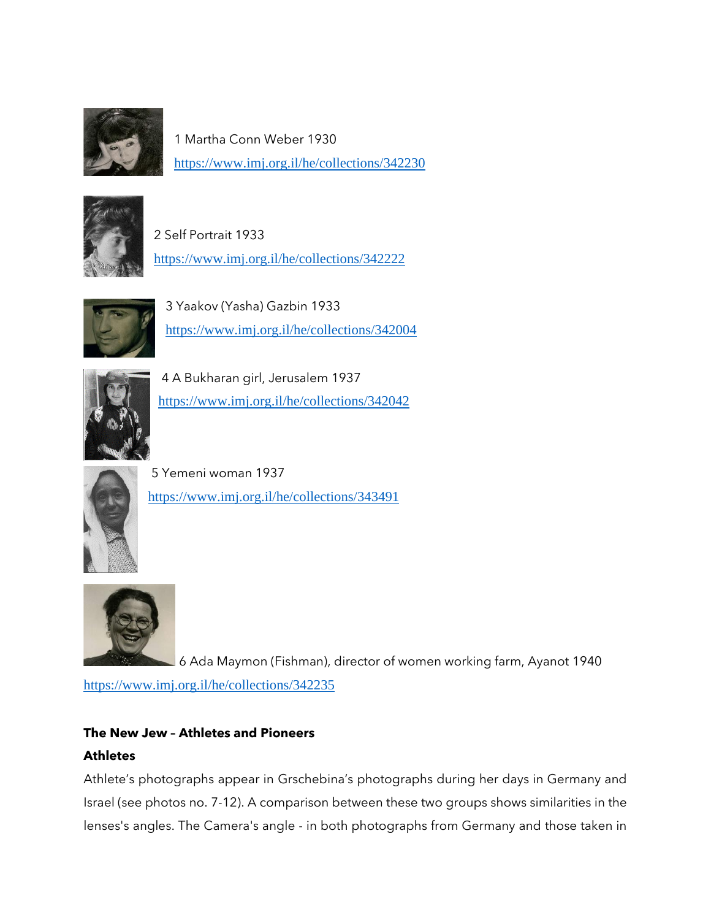1 Martha Conn Weber 1930
https://www.imj.org.il/he/collections/342230

2 Self Portrait 1933
https://www.imj.org.il/he/collections/342222

3 Yaakov (Yasha) Gazbin 1933
https://www.imj.org.il/he/collections/342004

4 A Bukharan girl, Jerusalem 1937
https://www.imj.org.il/he/collections/342042

5 Yemeni woman 1937
https://www.imj.org.il/he/collections/343491

6 Ada Maymon (Fishman), director of women working farm, Ayanot 1940
https://www.imj.org.il/he/collections/342235

**The New Jew – Athletes and Pioneers**

**Athletes**

Athlete's photographs appear in Grschebina's photographs during her days in Germany and Israel (see photos no. 7-12). A comparison between these two groups shows similarities in the lenses's angles. The Camera's angle - in both photographs from Germany and those taken in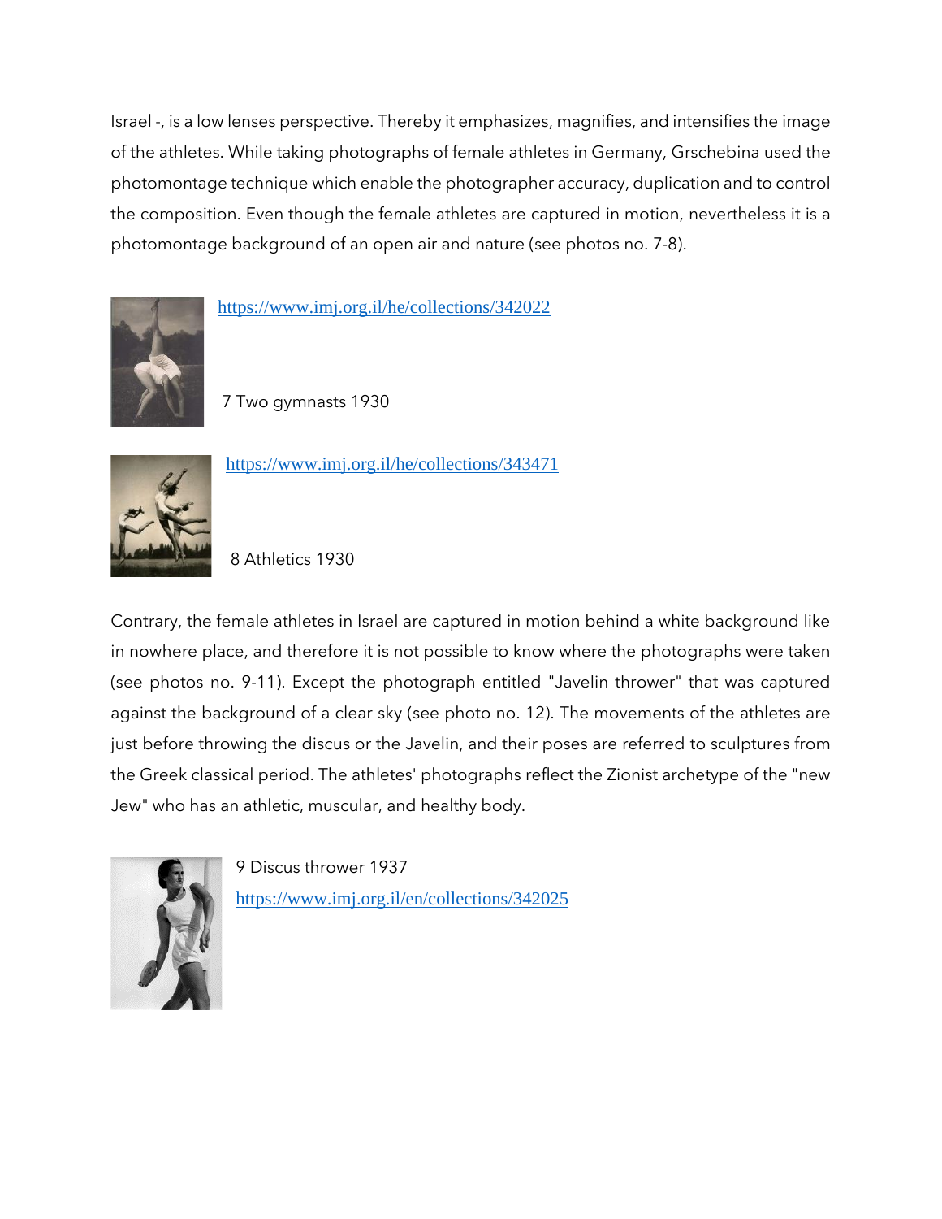Israel -, is a low lenses perspective. Thereby it emphasizes, magnifies, and intensifies the image of the athletes. While taking photographs of female athletes in Germany, Grschebina used the photomontage technique which enable the photographer accuracy, duplication and to control the composition. Even though the female athletes are captured in motion, nevertheless it is a photomontage background of an open air and nature (see photos no. 7-8).

https://www.imj.org.il/he/collections/342022

7 Two gymnasts 1930

https://www.imj.org.il/he/collections/343471

8 Athletics 1930

Contrary, the female athletes in Israel are captured in motion behind a white background like in nowhere place, and therefore it is not possible to know where the photographs were taken (see photos no. 9-11). Except the photograph entitled "Javelin thrower" that was captured against the background of a clear sky (see photo no. 12). The movements of the athletes are just before throwing the discus or the Javelin, and their poses are referred to sculptures from the Greek classical period. The athletes' photographs reflect the Zionist archetype of the "new Jew" who has an athletic, muscular, and healthy body.

9 Discus thrower 1937

https://www.imj.org.il/en/collections/342025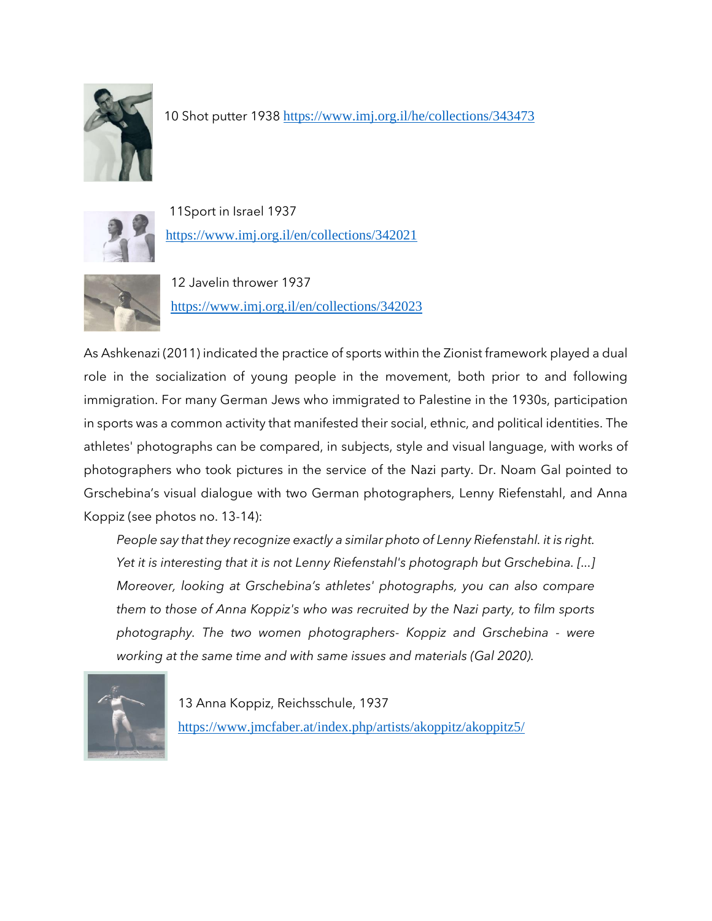10 Shot putter 1938 https://www.imj.org.il/he/collections/343473

11Sport in Israel 1937 https://www.imj.org.il/en/collections/342021

12 Javelin thrower 1937 https://www.imj.org.il/en/collections/342023

As Ashkenazi (2011) indicated the practice of sports within the Zionist framework played a dual role in the socialization of young people in the movement, both prior to and following immigration. For many German Jews who immigrated to Palestine in the 1930s, participation in sports was a common activity that manifested their social, ethnic, and political identities. The athletes' photographs can be compared, in subjects, style and visual language, with works of photographers who took pictures in the service of the Nazi party. Dr. Noam Gal pointed to Grschebina's visual dialogue with two German photographers, Lenny Riefenstahl, and Anna Koppiz (see photos no. 13-14):

> *People say that they recognize exactly a similar photo of Lenny Riefenstahl. it is right. Yet it is interesting that it is not Lenny Riefenstahl's photograph but Grschebina. [...] Moreover, looking at Grschebina's athletes' photographs, you can also compare them to those of Anna Koppiz's who was recruited by the Nazi party, to film sports photography. The two women photographers- Koppiz and Grschebina - were working at the same time and with same issues and materials (Gal 2020).*

13 Anna Koppiz, Reichsschule, 1937 https://www.jmcfaber.at/index.php/artists/akoppitz/akoppitz5/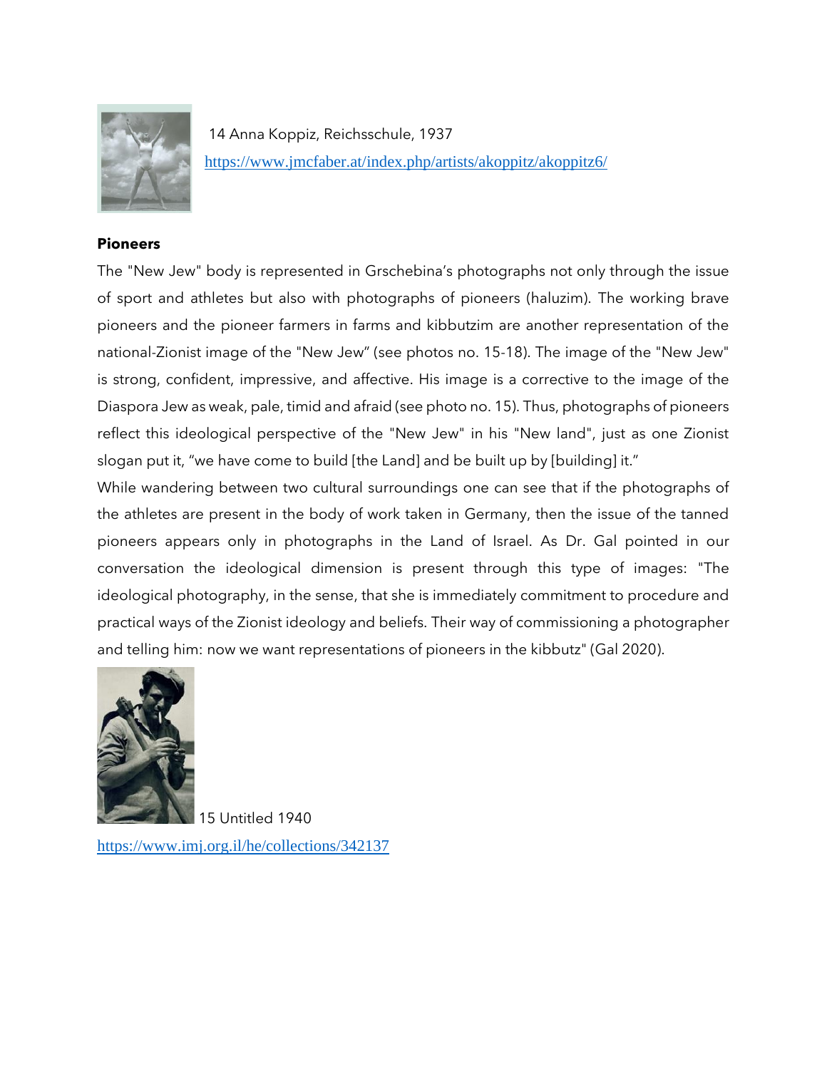14 Anna Koppiz, Reichsschule, 1937
https://www.jmcfaber.at/index.php/artists/akoppitz/akoppitz6/

**Pioneers**

The "New Jew" body is represented in Grschebina's photographs not only through the issue of sport and athletes but also with photographs of pioneers (haluzim). The working brave pioneers and the pioneer farmers in farms and kibbutzim are another representation of the national-Zionist image of the "New Jew" (see photos no. 15-18). The image of the "New Jew" is strong, confident, impressive, and affective. His image is a corrective to the image of the Diaspora Jew as weak, pale, timid and afraid (see photo no. 15). Thus, photographs of pioneers reflect this ideological perspective of the "New Jew" in his "New land", just as one Zionist slogan put it, "we have come to build [the Land] and be built up by [building] it."

While wandering between two cultural surroundings one can see that if the photographs of the athletes are present in the body of work taken in Germany, then the issue of the tanned pioneers appears only in photographs in the Land of Israel. As Dr. Gal pointed in our conversation the ideological dimension is present through this type of images: "The ideological photography, in the sense, that she is immediately commitment to procedure and practical ways of the Zionist ideology and beliefs. Their way of commissioning a photographer and telling him: now we want representations of pioneers in the kibbutz" (Gal 2020).

15 Untitled 1940
https://www.imj.org.il/he/collections/342137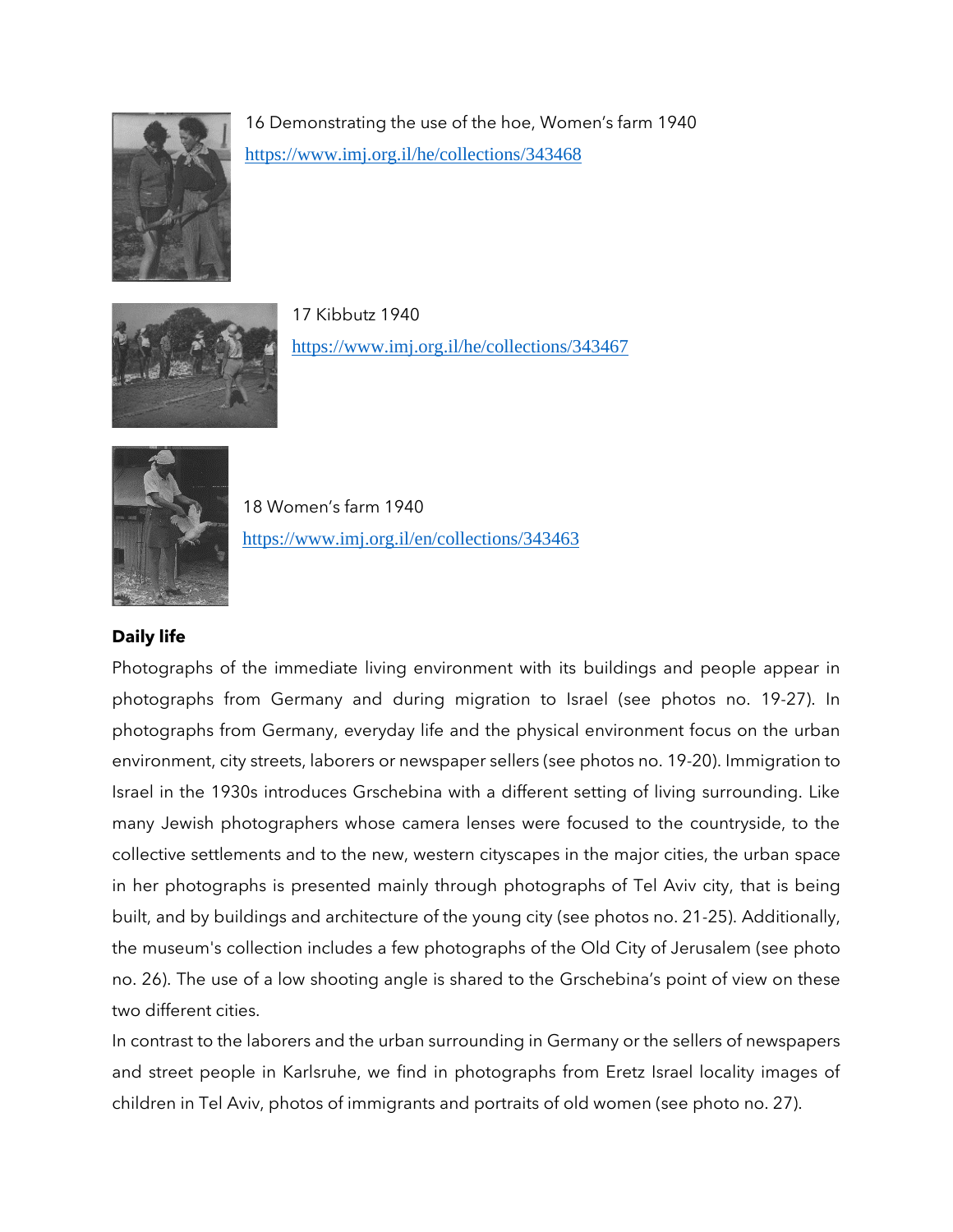16 Demonstrating the use of the hoe, Women's farm 1940
https://www.imj.org.il/he/collections/343468

17 Kibbutz 1940
https://www.imj.org.il/he/collections/343467

18 Women's farm 1940
https://www.imj.org.il/en/collections/343463

**Daily life**

Photographs of the immediate living environment with its buildings and people appear in photographs from Germany and during migration to Israel (see photos no. 19-27). In photographs from Germany, everyday life and the physical environment focus on the urban environment, city streets, laborers or newspaper sellers (see photos no. 19-20). Immigration to Israel in the 1930s introduces Grschebina with a different setting of living surrounding. Like many Jewish photographers whose camera lenses were focused to the countryside, to the collective settlements and to the new, western cityscapes in the major cities, the urban space in her photographs is presented mainly through photographs of Tel Aviv city, that is being built, and by buildings and architecture of the young city (see photos no. 21-25). Additionally, the museum's collection includes a few photographs of the Old City of Jerusalem (see photo no. 26). The use of a low shooting angle is shared to the Grschebina's point of view on these two different cities.

In contrast to the laborers and the urban surrounding in Germany or the sellers of newspapers and street people in Karlsruhe, we find in photographs from Eretz Israel locality images of children in Tel Aviv, photos of immigrants and portraits of old women (see photo no. 27).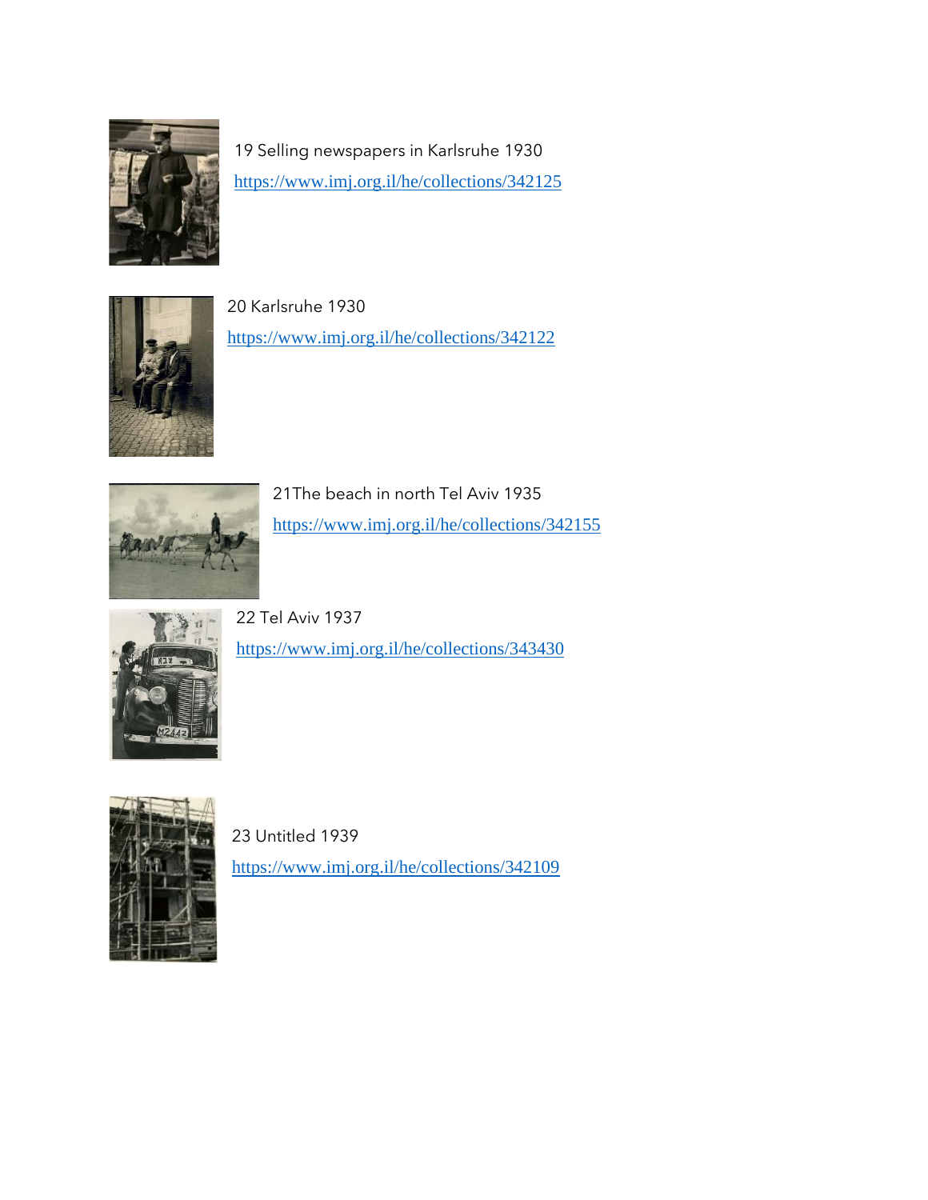19 Selling newspapers in Karlsruhe 1930

https://www.imj.org.il/he/collections/342125

20 Karlsruhe 1930

https://www.imj.org.il/he/collections/342122

21The beach in north Tel Aviv 1935

https://www.imj.org.il/he/collections/342155

22 Tel Aviv 1937

https://www.imj.org.il/he/collections/343430

23 Untitled 1939

https://www.imj.org.il/he/collections/342109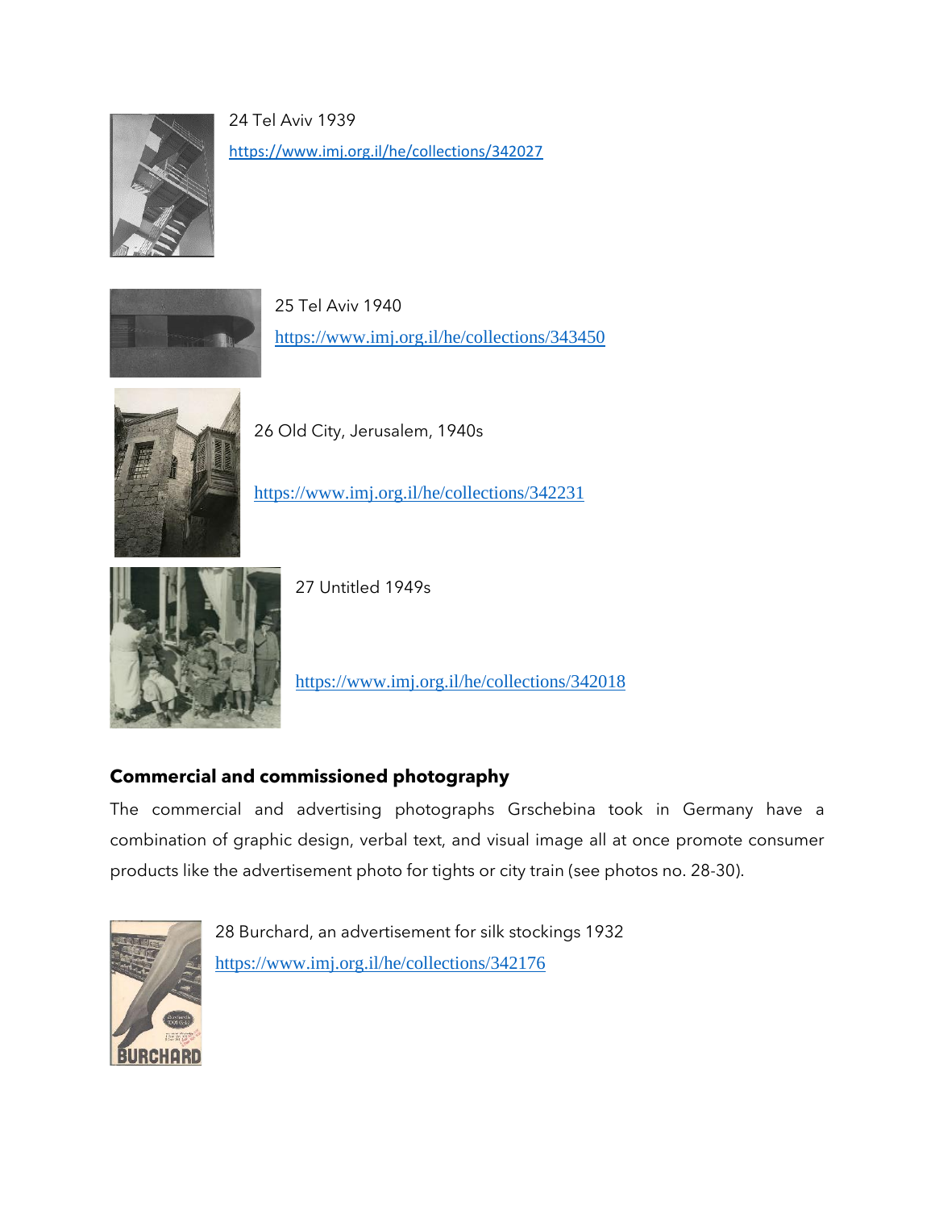24 Tel Aviv 1939

https://www.imj.org.il/he/collections/342027

25 Tel Aviv 1940

https://www.imj.org.il/he/collections/343450

26 Old City, Jerusalem, 1940s

https://www.imj.org.il/he/collections/342231

27 Untitled 1949s

https://www.imj.org.il/he/collections/342018

**Commercial and commissioned photography**

The commercial and advertising photographs Grschebina took in Germany have a combination of graphic design, verbal text, and visual image all at once promote consumer products like the advertisement photo for tights or city train (see photos no. 28-30).

28 Burchard, an advertisement for silk stockings 1932

https://www.imj.org.il/he/collections/342176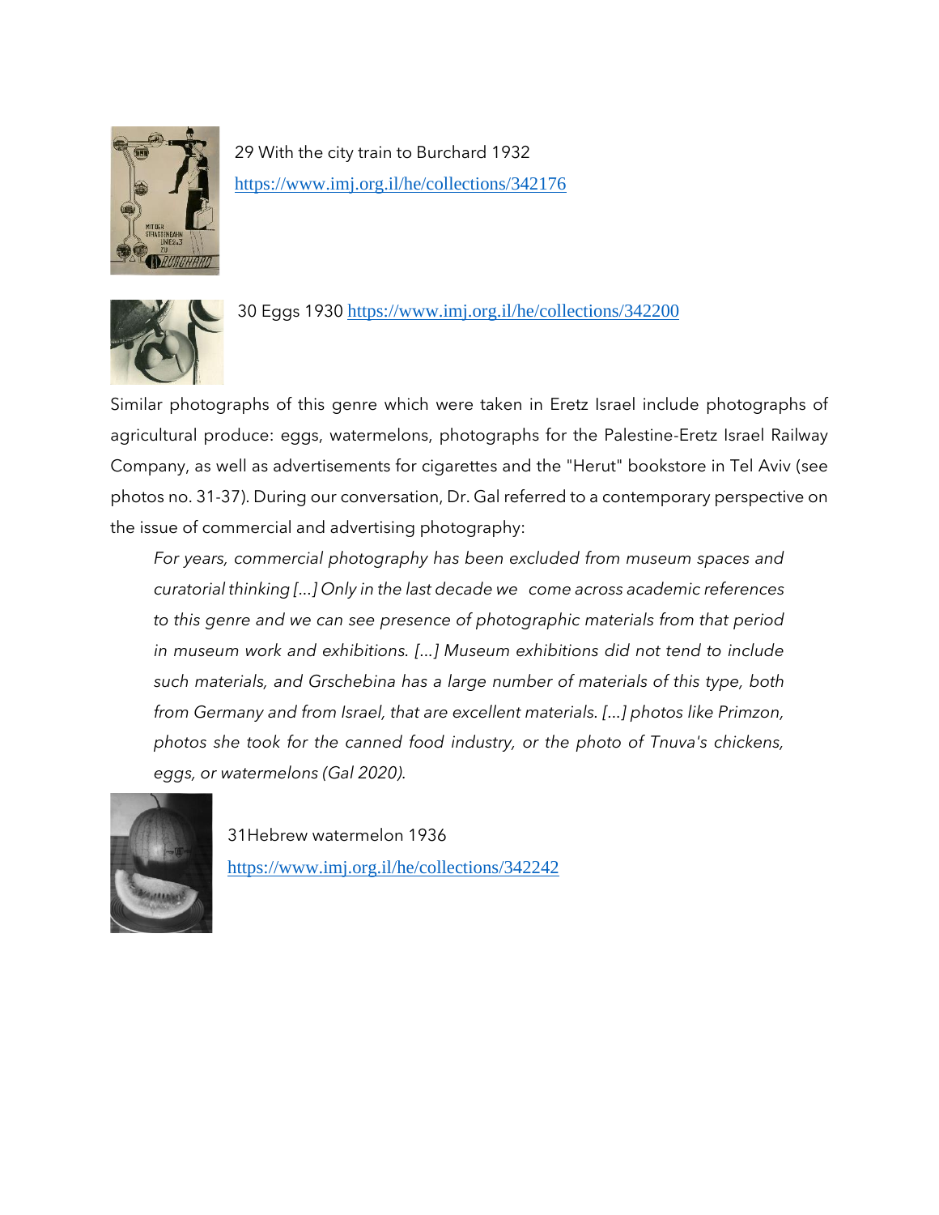29 With the city train to Burchard 1932 https://www.imj.org.il/he/collections/342176

30 Eggs 1930 https://www.imj.org.il/he/collections/342200

Similar photographs of this genre which were taken in Eretz Israel include photographs of agricultural produce: eggs, watermelons, photographs for the Palestine-Eretz Israel Railway Company, as well as advertisements for cigarettes and the "Herut" bookstore in Tel Aviv (see photos no. 31-37). During our conversation, Dr. Gal referred to a contemporary perspective on the issue of commercial and advertising photography:

> *For years, commercial photography has been excluded from museum spaces and curatorial thinking [...] Only in the last decade we come across academic references to this genre and we can see presence of photographic materials from that period in museum work and exhibitions. [...] Museum exhibitions did not tend to include such materials, and Grschebina has a large number of materials of this type, both from Germany and from Israel, that are excellent materials. [...] photos like Primzon, photos she took for the canned food industry, or the photo of Tnuva's chickens, eggs, or watermelons (Gal 2020).*

31Hebrew watermelon 1936 https://www.imj.org.il/he/collections/342242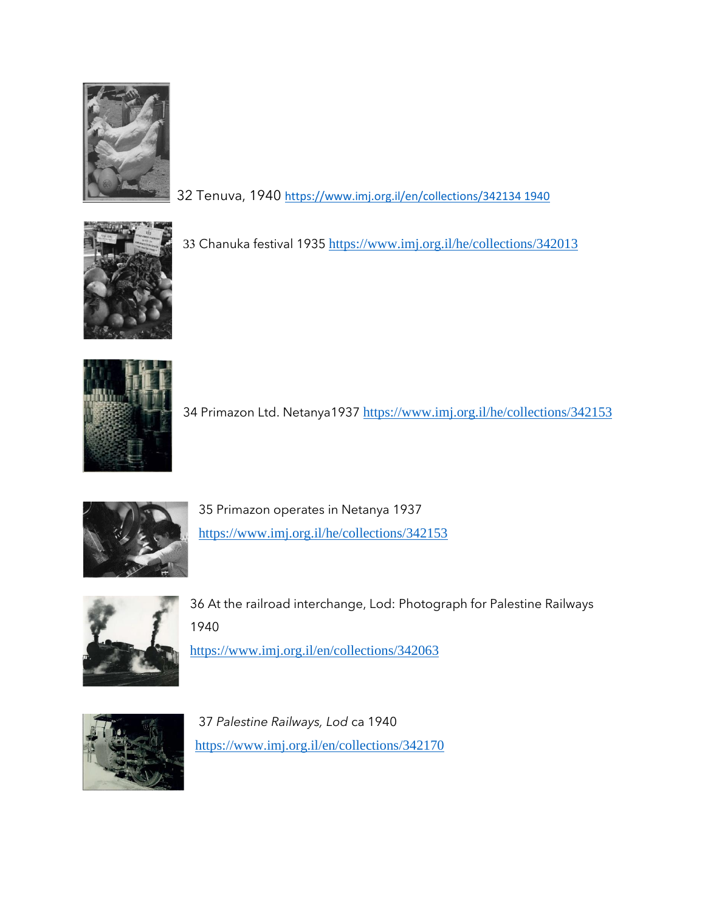32 Tenuva, 1940 https://www.imj.org.il/en/collections/342134 1940

33 Chanuka festival 1935 https://www.imj.org.il/he/collections/342013

34 Primazon Ltd. Netanya1937 https://www.imj.org.il/he/collections/342153

35 Primazon operates in Netanya 1937

https://www.imj.org.il/he/collections/342153

36 At the railroad interchange, Lod: Photograph for Palestine Railways 1940

https://www.imj.org.il/en/collections/342063

37 *Palestine Railways, Lod* ca 1940

https://www.imj.org.il/en/collections/342170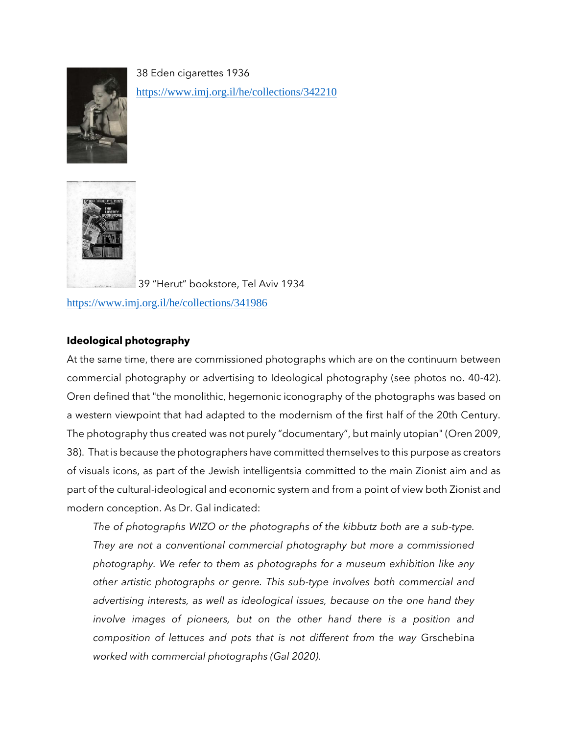38 Eden cigarettes 1936

https://www.imj.org.il/he/collections/342210

39 "Herut" bookstore, Tel Aviv 1934

https://www.imj.org.il/he/collections/341986

**Ideological photography**

At the same time, there are commissioned photographs which are on the continuum between commercial photography or advertising to Ideological photography (see photos no. 40-42). Oren defined that "the monolithic, hegemonic iconography of the photographs was based on a western viewpoint that had adapted to the modernism of the first half of the 20th Century. The photography thus created was not purely "documentary", but mainly utopian" (Oren 2009, 38). That is because the photographers have committed themselves to this purpose as creators of visuals icons, as part of the Jewish intelligentsia committed to the main Zionist aim and as part of the cultural-ideological and economic system and from a point of view both Zionist and modern conception. As Dr. Gal indicated:

> *The of photographs WIZO or the photographs of the kibbutz both are a sub-type. They are not a conventional commercial photography but more a commissioned photography. We refer to them as photographs for a museum exhibition like any other artistic photographs or genre. This sub-type involves both commercial and advertising interests, as well as ideological issues, because on the one hand they involve images of pioneers, but on the other hand there is a position and composition of lettuces and pots that is not different from the way* Grschebina *worked with commercial photographs (Gal 2020).*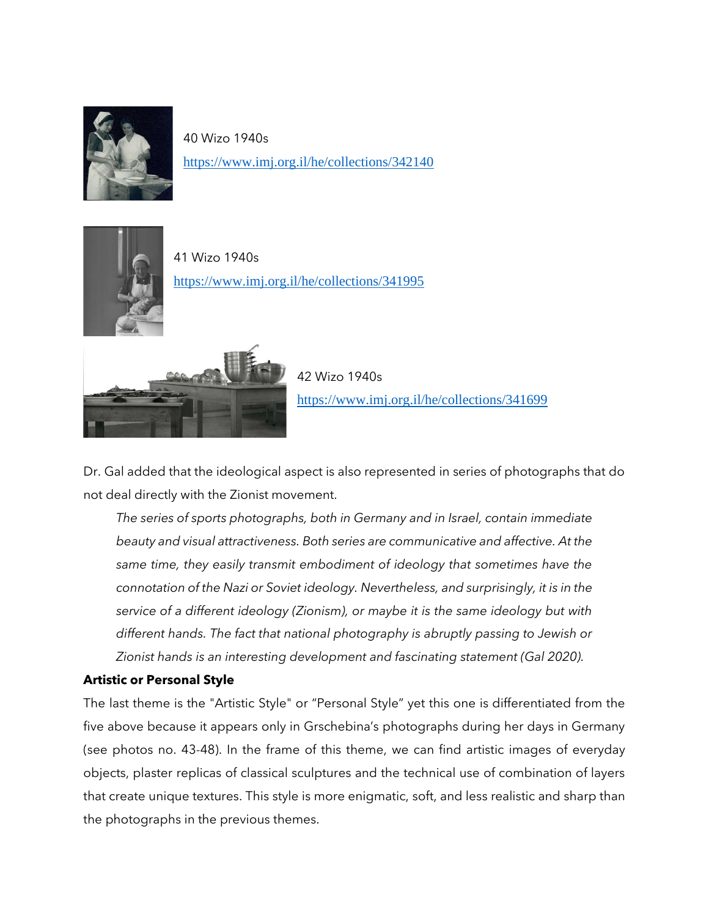40 Wizo 1940s
https://www.imj.org.il/he/collections/342140

41 Wizo 1940s
https://www.imj.org.il/he/collections/341995

42 Wizo 1940s
https://www.imj.org.il/he/collections/341699

Dr. Gal added that the ideological aspect is also represented in series of photographs that do not deal directly with the Zionist movement.

> *The series of sports photographs, both in Germany and in Israel, contain immediate beauty and visual attractiveness. Both series are communicative and affective. At the same time, they easily transmit embodiment of ideology that sometimes have the connotation of the Nazi or Soviet ideology. Nevertheless, and surprisingly, it is in the service of a different ideology (Zionism), or maybe it is the same ideology but with different hands. The fact that national photography is abruptly passing to Jewish or Zionist hands is an interesting development and fascinating statement (Gal 2020).*

**Artistic or Personal Style**

The last theme is the "Artistic Style" or "Personal Style" yet this one is differentiated from the five above because it appears only in Grschebina's photographs during her days in Germany (see photos no. 43-48). In the frame of this theme, we can find artistic images of everyday objects, plaster replicas of classical sculptures and the technical use of combination of layers that create unique textures. This style is more enigmatic, soft, and less realistic and sharp than the photographs in the previous themes.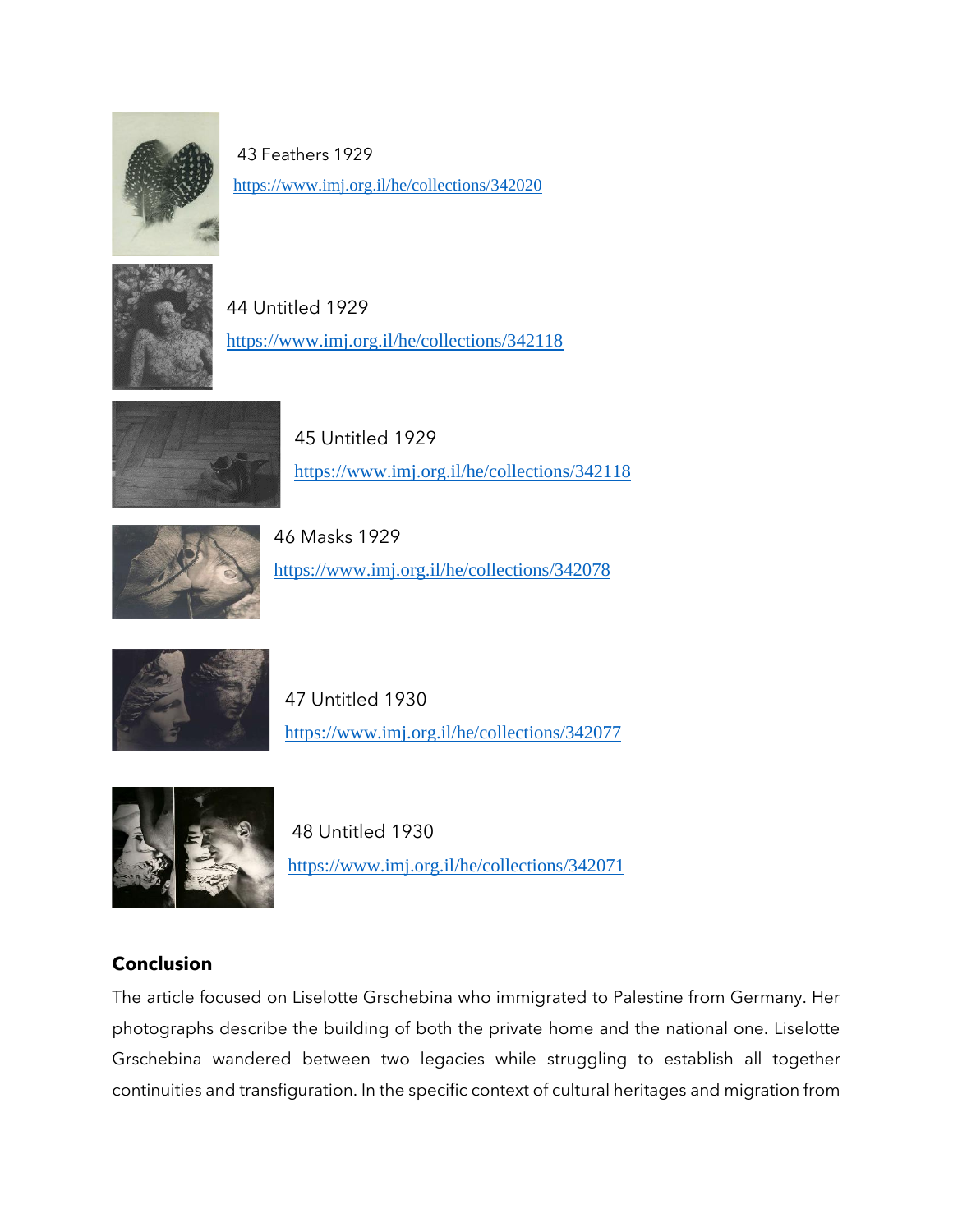43 Feathers 1929

https://www.imj.org.il/he/collections/342020

44 Untitled 1929

https://www.imj.org.il/he/collections/342118

45 Untitled 1929

https://www.imj.org.il/he/collections/342118

46 Masks 1929

https://www.imj.org.il/he/collections/342078

47 Untitled 1930

https://www.imj.org.il/he/collections/342077

48 Untitled 1930

https://www.imj.org.il/he/collections/342071

## Conclusion

The article focused on Liselotte Grschebina who immigrated to Palestine from Germany. Her photographs describe the building of both the private home and the national one. Liselotte Grschebina wandered between two legacies while struggling to establish all together continuities and transfiguration. In the specific context of cultural heritages and migration from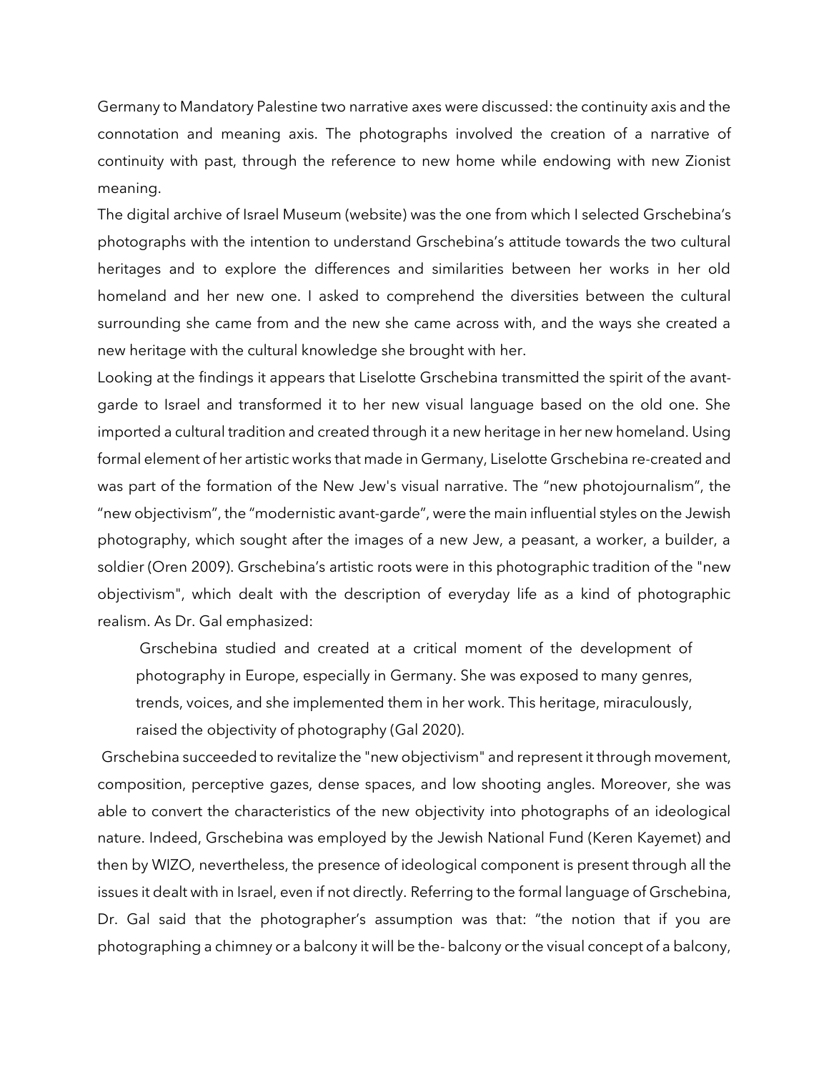Germany to Mandatory Palestine two narrative axes were discussed: the continuity axis and the connotation and meaning axis. The photographs involved the creation of a narrative of continuity with past, through the reference to new home while endowing with new Zionist meaning.

The digital archive of Israel Museum (website) was the one from which I selected Grschebina's photographs with the intention to understand Grschebina's attitude towards the two cultural heritages and to explore the differences and similarities between her works in her old homeland and her new one. I asked to comprehend the diversities between the cultural surrounding she came from and the new she came across with, and the ways she created a new heritage with the cultural knowledge she brought with her.

Looking at the findings it appears that Liselotte Grschebina transmitted the spirit of the avant-garde to Israel and transformed it to her new visual language based on the old one. She imported a cultural tradition and created through it a new heritage in her new homeland. Using formal element of her artistic works that made in Germany, Liselotte Grschebina re-created and was part of the formation of the New Jew's visual narrative. The "new photojournalism", the "new objectivism", the "modernistic avant-garde", were the main influential styles on the Jewish photography, which sought after the images of a new Jew, a peasant, a worker, a builder, a soldier (Oren 2009). Grschebina's artistic roots were in this photographic tradition of the "new objectivism", which dealt with the description of everyday life as a kind of photographic realism. As Dr. Gal emphasized:

> Grschebina studied and created at a critical moment of the development of photography in Europe, especially in Germany. She was exposed to many genres, trends, voices, and she implemented them in her work. This heritage, miraculously, raised the objectivity of photography (Gal 2020).

Grschebina succeeded to revitalize the "new objectivism" and represent it through movement, composition, perceptive gazes, dense spaces, and low shooting angles. Moreover, she was able to convert the characteristics of the new objectivity into photographs of an ideological nature. Indeed, Grschebina was employed by the Jewish National Fund (Keren Kayemet) and then by WIZO, nevertheless, the presence of ideological component is present through all the issues it dealt with in Israel, even if not directly. Referring to the formal language of Grschebina, Dr. Gal said that the photographer's assumption was that: "the notion that if you are photographing a chimney or a balcony it will be the- balcony or the visual concept of a balcony,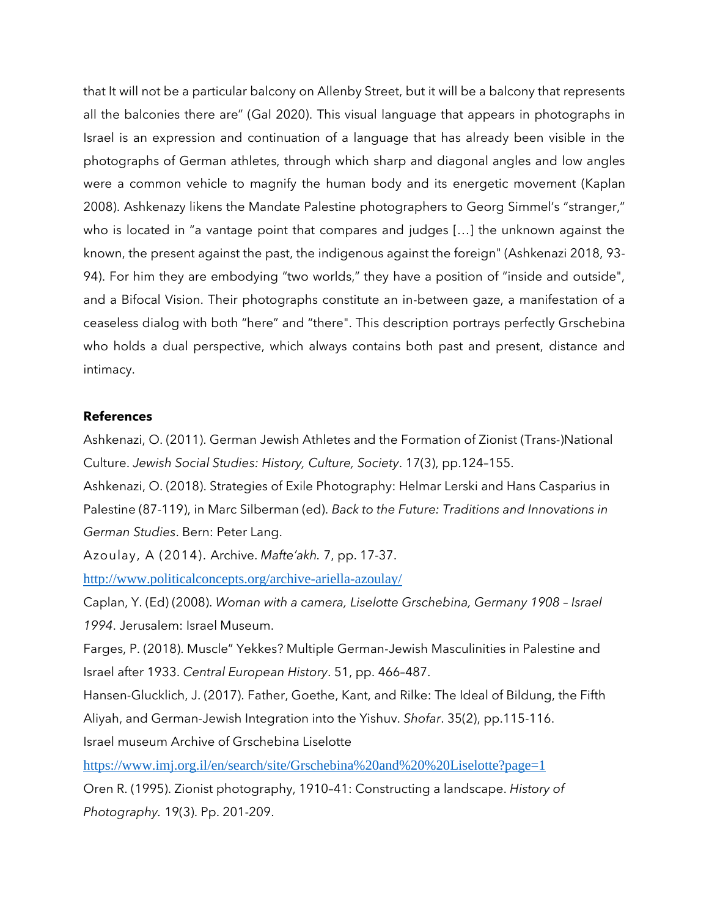that It will not be a particular balcony on Allenby Street, but it will be a balcony that represents all the balconies there are" (Gal 2020). This visual language that appears in photographs in Israel is an expression and continuation of a language that has already been visible in the photographs of German athletes, through which sharp and diagonal angles and low angles were a common vehicle to magnify the human body and its energetic movement (Kaplan 2008). Ashkenazy likens the Mandate Palestine photographers to Georg Simmel's "stranger," who is located in "a vantage point that compares and judges […] the unknown against the known, the present against the past, the indigenous against the foreign" (Ashkenazi 2018, 93-94). For him they are embodying "two worlds," they have a position of "inside and outside", and a Bifocal Vision. Their photographs constitute an in-between gaze, a manifestation of a ceaseless dialog with both "here" and "there". This description portrays perfectly Grschebina who holds a dual perspective, which always contains both past and present, distance and intimacy.

**References**

Ashkenazi, O. (2011). German Jewish Athletes and the Formation of Zionist (Trans-)National Culture. *Jewish Social Studies: History, Culture, Society*. 17(3), pp.124–155.

Ashkenazi, O. (2018). Strategies of Exile Photography: Helmar Lerski and Hans Casparius in Palestine (87-119), in Marc Silberman (ed). *Back to the Future: Traditions and Innovations in German Studies*. Bern: Peter Lang.

Azoulay, A (2014). Archive. *Mafte'akh.* 7, pp. 17-37.
http://www.politicalconcepts.org/archive-ariella-azoulay/

Caplan, Y. (Ed) (2008). *Woman with a camera, Liselotte Grschebina, Germany 1908 – Israel 1994*. Jerusalem: Israel Museum.

Farges, P. (2018). Muscle" Yekkes? Multiple German-Jewish Masculinities in Palestine and Israel after 1933. *Central European History*. 51, pp. 466–487.

Hansen-Glucklich, J. (2017). Father, Goethe, Kant, and Rilke: The Ideal of Bildung, the Fifth Aliyah, and German-Jewish Integration into the Yishuv. *Shofar*. 35(2), pp.115-116.

Israel museum Archive of Grschebina Liselotte
https://www.imj.org.il/en/search/site/Grschebina%20and%20%20Liselotte?page=1

Oren R. (1995). Zionist photography, 1910–41: Constructing a landscape. *History of Photography.* 19(3). Pp. 201-209.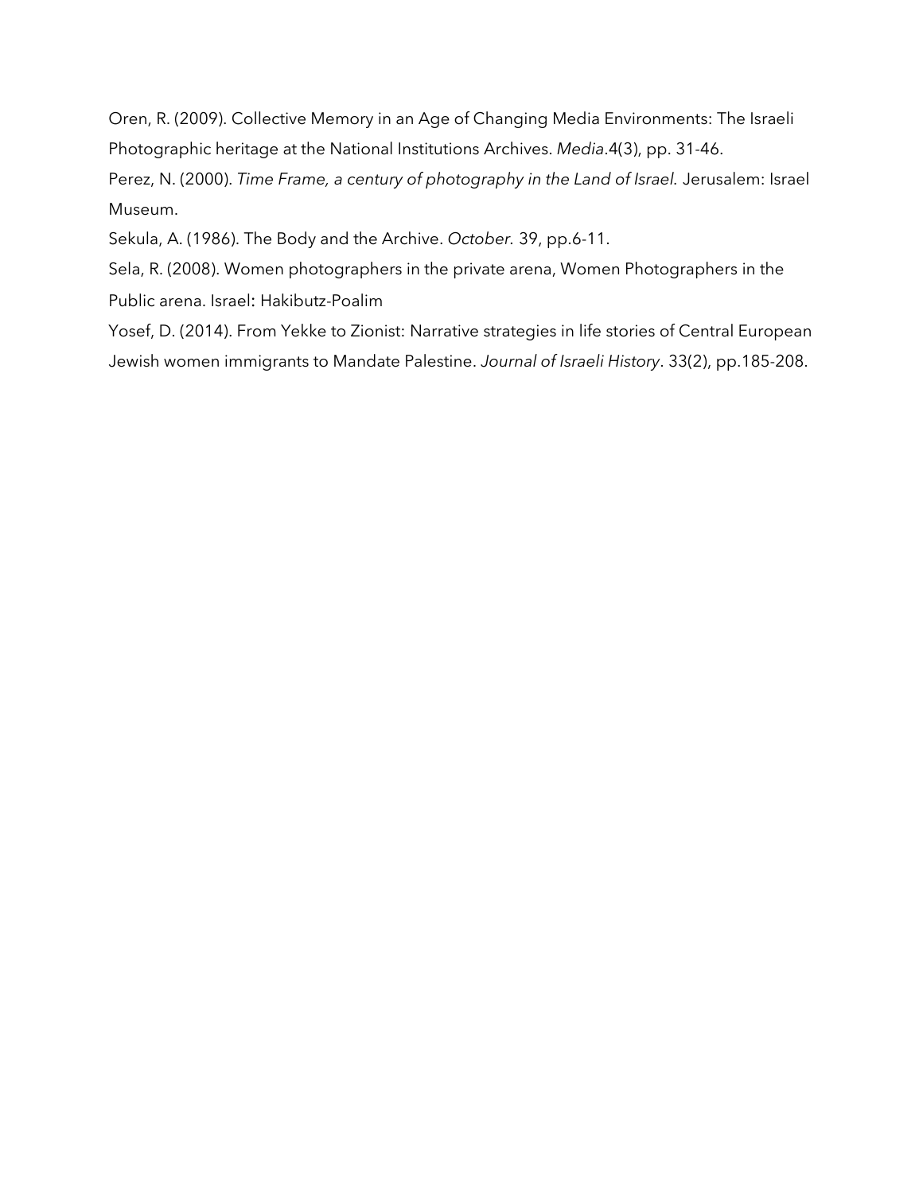Oren, R. (2009). Collective Memory in an Age of Changing Media Environments: The Israeli Photographic heritage at the National Institutions Archives. *Media*.4(3), pp. 31-46.

Perez, N. (2000). *Time Frame, a century of photography in the Land of Israel.* Jerusalem: Israel Museum.

Sekula, A. (1986). The Body and the Archive. *October.* 39, pp.6-11.

Sela, R. (2008). Women photographers in the private arena, Women Photographers in the Public arena. Israel: Hakibutz-Poalim

Yosef, D. (2014). From Yekke to Zionist: Narrative strategies in life stories of Central European Jewish women immigrants to Mandate Palestine. *Journal of Israeli History*. 33(2), pp.185-208.